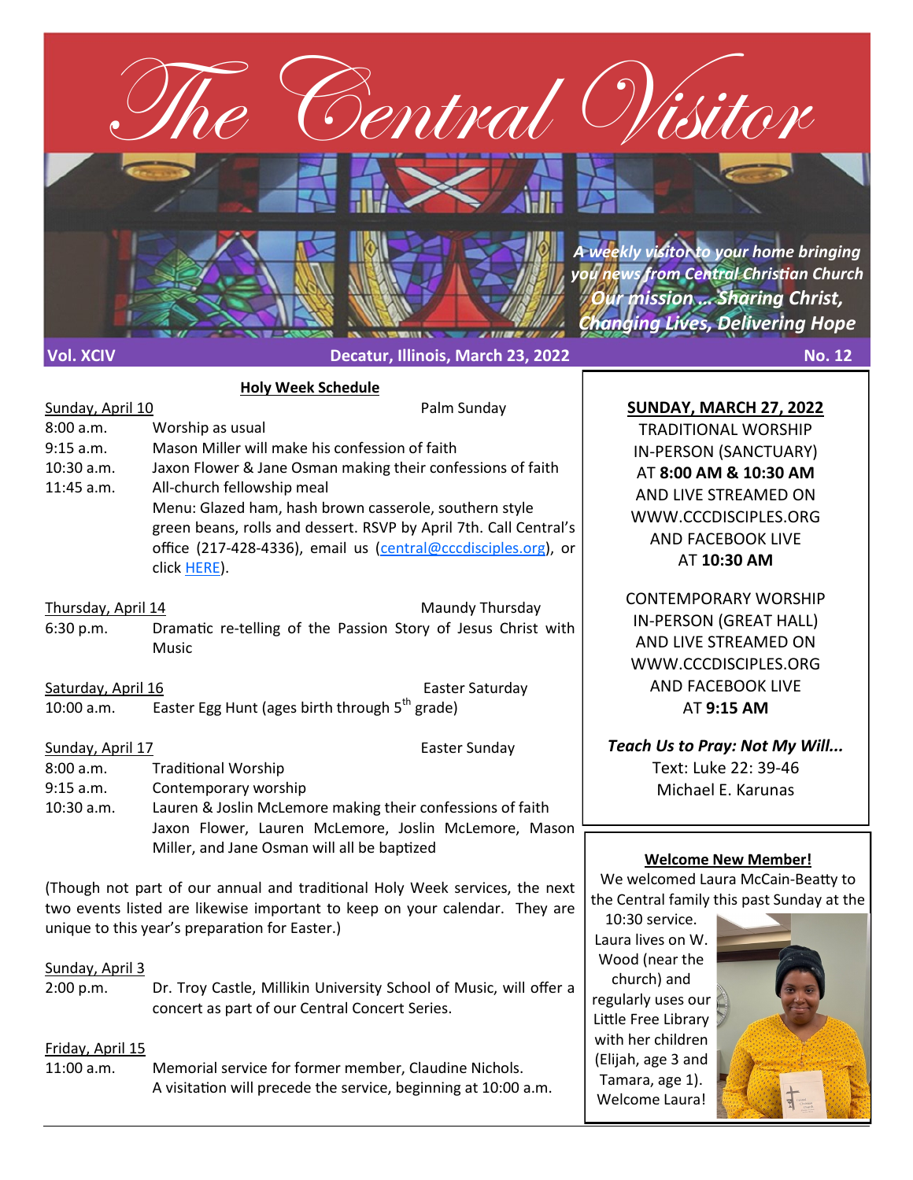# The Central Visitor

*A weekly visitor to your home bringing you news from Central Christian Church*
***Our mission … Sharing Christ, Changing Lives, Delivering Hope***

**Vol. XCIV** **Decatur, Illinois, March 23, 2022** **No. 12**

## Holy Week Schedule

Sunday, April 10 — Palm Sunday

| | |
|---|---|
| 8:00 a.m. | Worship as usual |
| 9:15 a.m. | Mason Miller will make his confession of faith |
| 10:30 a.m. | Jaxon Flower & Jane Osman making their confessions of faith |
| 11:45 a.m. | All-church fellowship meal<br>Menu: Glazed ham, hash brown casserole, southern style green beans, rolls and dessert. RSVP by April 7th. Call Central's office (217-428-4336), email us (central@cccdisciples.org), or click HERE). |

Thursday, April 14 — Maundy Thursday

6:30 p.m. Dramatic re-telling of the Passion Story of Jesus Christ with Music

Saturday, April 16 — Easter Saturday

10:00 a.m. Easter Egg Hunt (ages birth through 5th grade)

Sunday, April 17 — Easter Sunday

| | |
|---|---|
| 8:00 a.m. | Traditional Worship |
| 9:15 a.m. | Contemporary worship |
| 10:30 a.m. | Lauren & Joslin McLemore making their confessions of faith<br>Jaxon Flower, Lauren McLemore, Joslin McLemore, Mason Miller, and Jane Osman will all be baptized |

(Though not part of our annual and traditional Holy Week services, the next two events listed are likewise important to keep on your calendar. They are unique to this year's preparation for Easter.)

Sunday, April 3

2:00 p.m. Dr. Troy Castle, Millikin University School of Music, will offer a concert as part of our Central Concert Series.

Friday, April 15

11:00 a.m. Memorial service for former member, Claudine Nichols. A visitation will precede the service, beginning at 10:00 a.m.

---

**SUNDAY, MARCH 27, 2022**

TRADITIONAL WORSHIP IN-PERSON (SANCTUARY) AT **8:00 AM & 10:30 AM** AND LIVE STREAMED ON WWW.CCCDISCIPLES.ORG AND FACEBOOK LIVE AT **10:30 AM**

CONTEMPORARY WORSHIP IN-PERSON (GREAT HALL) AND LIVE STREAMED ON WWW.CCCDISCIPLES.ORG AND FACEBOOK LIVE AT **9:15 AM**

***Teach Us to Pray: Not My Will...***
Text: Luke 22: 39-46
Michael E. Karunas

---

**Welcome New Member!**

We welcomed Laura McCain-Beatty to the Central family this past Sunday at the 10:30 service. Laura lives on W. Wood (near the church) and regularly uses our Little Free Library with her children (Elijah, age 3 and Tamara, age 1). Welcome Laura!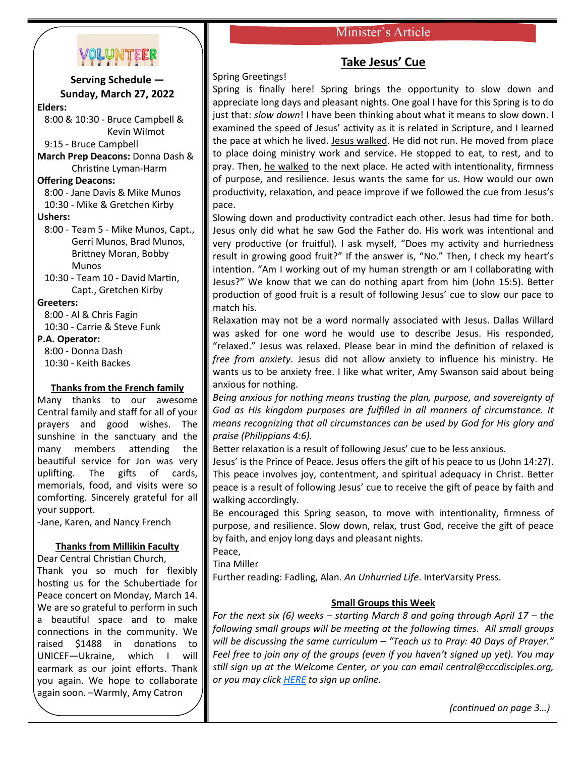VOLUNTEER

**Serving Schedule — Sunday, March 27, 2022**

**Elders:**
8:00 & 10:30 - Bruce Campbell & Kevin Wilmot
9:15 - Bruce Campbell

**March Prep Deacons:** Donna Dash & Christine Lyman-Harm

**Offering Deacons:**
8:00 - Jane Davis & Mike Munos
10:30 - Mike & Gretchen Kirby

**Ushers:**
8:00 - Team 5 - Mike Munos, Capt., Gerri Munos, Brad Munos, Brittney Moran, Bobby Munos
10:30 - Team 10 - David Martin, Capt., Gretchen Kirby

**Greeters:**
8:00 - Al & Chris Fagin
10:30 - Carrie & Steve Funk

**P.A. Operator:**
8:00 - Donna Dash
10:30 - Keith Backes

**Thanks from the French family**

Many thanks to our awesome Central family and staff for all of your prayers and good wishes. The sunshine in the sanctuary and the many members attending the beautiful service for Jon was very uplifting. The gifts of cards, memorials, food, and visits were so comforting. Sincerely grateful for all your support.
-Jane, Karen, and Nancy French

**Thanks from Millikin Faculty**

Dear Central Christian Church,
Thank you so much for flexibly hosting us for the Schubertiade for Peace concert on Monday, March 14. We are so grateful to perform in such a beautiful space and to make connections in the community. We raised $1488 in donations to UNICEF—Ukraine, which I will earmark as our joint efforts. Thank you again. We hope to collaborate again soon. –Warmly, Amy Catron

## Minister's Article

### Take Jesus' Cue

Spring Greetings!

Spring is finally here! Spring brings the opportunity to slow down and appreciate long days and pleasant nights. One goal I have for this Spring is to do just that: *slow down*! I have been thinking about what it means to slow down. I examined the speed of Jesus' activity as it is related in Scripture, and I learned the pace at which he lived. Jesus walked. He did not run. He moved from place to place doing ministry work and service. He stopped to eat, to rest, and to pray. Then, he walked to the next place. He acted with intentionality, firmness of purpose, and resilience. Jesus wants the same for us. How would our own productivity, relaxation, and peace improve if we followed the cue from Jesus's pace.

Slowing down and productivity contradict each other. Jesus had time for both. Jesus only did what he saw God the Father do. His work was intentional and very productive (or fruitful). I ask myself, "Does my activity and hurriedness result in growing good fruit?" If the answer is, "No." Then, I check my heart's intention. "Am I working out of my human strength or am I collaborating with Jesus?" We know that we can do nothing apart from him (John 15:5). Better production of good fruit is a result of following Jesus' cue to slow our pace to match his.

Relaxation may not be a word normally associated with Jesus. Dallas Willard was asked for one word he would use to describe Jesus. His responded, "relaxed." Jesus was relaxed. Please bear in mind the definition of relaxed is *free from anxiety*. Jesus did not allow anxiety to influence his ministry. He wants us to be anxiety free. I like what writer, Amy Swanson said about being anxious for nothing.

*Being anxious for nothing means trusting the plan, purpose, and sovereignty of God as His kingdom purposes are fulfilled in all manners of circumstance. It means recognizing that all circumstances can be used by God for His glory and praise (Philippians 4:6).*

Better relaxation is a result of following Jesus' cue to be less anxious.

Jesus' is the Prince of Peace. Jesus offers the gift of his peace to us (John 14:27). This peace involves joy, contentment, and spiritual adequacy in Christ. Better peace is a result of following Jesus' cue to receive the gift of peace by faith and walking accordingly.

Be encouraged this Spring season, to move with intentionality, firmness of purpose, and resilience. Slow down, relax, trust God, receive the gift of peace by faith, and enjoy long days and pleasant nights.

Peace,
Tina Miller

Further reading: Fadling, Alan. *An Unhurried Life*. InterVarsity Press.

**Small Groups this Week**

*For the next six (6) weeks – starting March 8 and going through April 17 – the following small groups will be meeting at the following times. All small groups will be discussing the same curriculum – "Teach us to Pray: 40 Days of Prayer." Feel free to join any of the groups (even if you haven't signed up yet). You may still sign up at the Welcome Center, or you can email central@cccdisciples.org, or you may click HERE to sign up online.*

*(continued on page 3…)*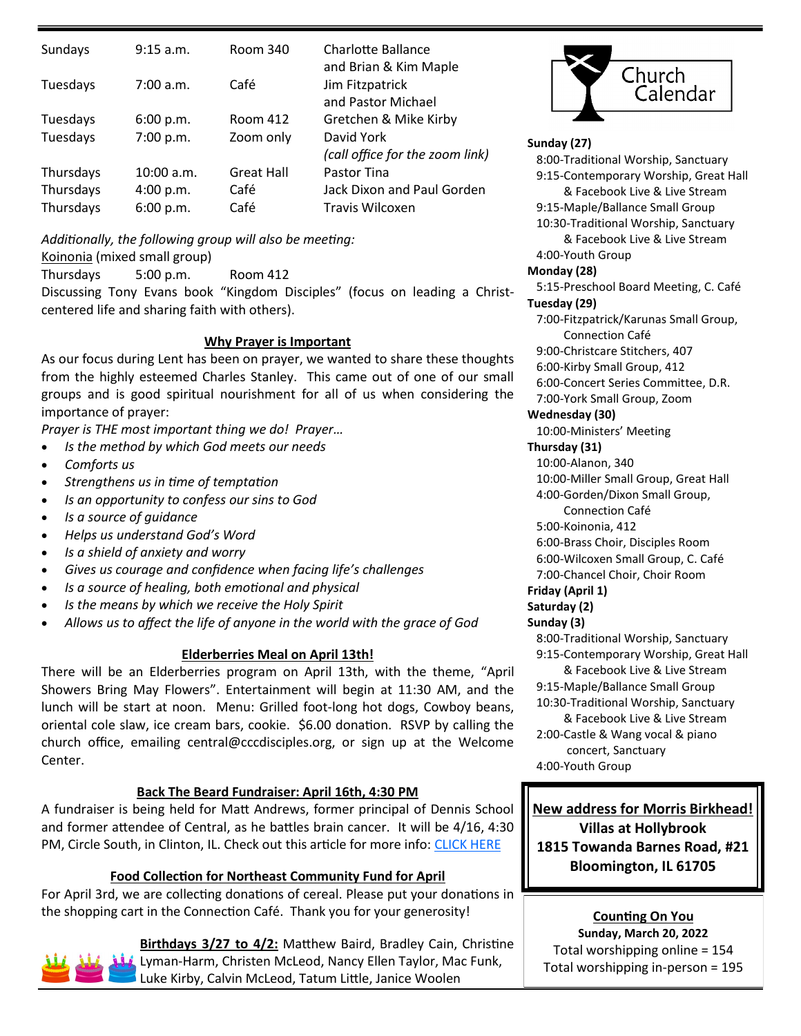| | | | |
|---|---|---|---|
| Sundays | 9:15 a.m. | Room 340 | Charlotte Ballance and Brian & Kim Maple |
| Tuesdays | 7:00 a.m. | Café | Jim Fitzpatrick and Pastor Michael |
| Tuesdays | 6:00 p.m. | Room 412 | Gretchen & Mike Kirby |
| Tuesdays | 7:00 p.m. | Zoom only | David York *(call office for the zoom link)* |
| Thursdays | 10:00 a.m. | Great Hall | Pastor Tina |
| Thursdays | 4:00 p.m. | Café | Jack Dixon and Paul Gorden |
| Thursdays | 6:00 p.m. | Café | Travis Wilcoxen |

*Additionally, the following group will also be meeting:*

Koinonia (mixed small group)

Thursdays 5:00 p.m. Room 412

Discussing Tony Evans book "Kingdom Disciples" (focus on leading a Christ-centered life and sharing faith with others).

## Why Prayer is Important

As our focus during Lent has been on prayer, we wanted to share these thoughts from the highly esteemed Charles Stanley. This came out of one of our small groups and is good spiritual nourishment for all of us when considering the importance of prayer:

*Prayer is THE most important thing we do! Prayer…*

- *Is the method by which God meets our needs*
- *Comforts us*
- *Strengthens us in time of temptation*
- *Is an opportunity to confess our sins to God*
- *Is a source of guidance*
- *Helps us understand God's Word*
- *Is a shield of anxiety and worry*
- *Gives us courage and confidence when facing life's challenges*
- *Is a source of healing, both emotional and physical*
- *Is the means by which we receive the Holy Spirit*
- *Allows us to affect the life of anyone in the world with the grace of God*

## Elderberries Meal on April 13th!

There will be an Elderberries program on April 13th, with the theme, "April Showers Bring May Flowers". Entertainment will begin at 11:30 AM, and the lunch will be start at noon. Menu: Grilled foot-long hot dogs, Cowboy beans, oriental cole slaw, ice cream bars, cookie. $6.00 donation. RSVP by calling the church office, emailing central@cccdisciples.org, or sign up at the Welcome Center.

## Back The Beard Fundraiser: April 16th, 4:30 PM

A fundraiser is being held for Matt Andrews, former principal of Dennis School and former attendee of Central, as he battles brain cancer. It will be 4/16, 4:30 PM, Circle South, in Clinton, IL. Check out this article for more info: CLICK HERE

## Food Collection for Northeast Community Fund for April

For April 3rd, we are collecting donations of cereal. Please put your donations in the shopping cart in the Connection Café. Thank you for your generosity!

**Birthdays 3/27 to 4/2:** Matthew Baird, Bradley Cain, Christine Lyman-Harm, Christen McLeod, Nancy Ellen Taylor, Mac Funk, Luke Kirby, Calvin McLeod, Tatum Little, Janice Woolen

## Church Calendar

**Sunday (27)**
- 8:00-Traditional Worship, Sanctuary
- 9:15-Contemporary Worship, Great Hall & Facebook Live & Live Stream
- 9:15-Maple/Ballance Small Group
- 10:30-Traditional Worship, Sanctuary & Facebook Live & Live Stream
- 4:00-Youth Group

**Monday (28)**
- 5:15-Preschool Board Meeting, C. Café

**Tuesday (29)**
- 7:00-Fitzpatrick/Karunas Small Group, Connection Café
- 9:00-Christcare Stitchers, 407
- 6:00-Kirby Small Group, 412
- 6:00-Concert Series Committee, D.R.
- 7:00-York Small Group, Zoom

**Wednesday (30)**
- 10:00-Ministers' Meeting

**Thursday (31)**
- 10:00-Alanon, 340
- 10:00-Miller Small Group, Great Hall
- 4:00-Gorden/Dixon Small Group, Connection Café
- 5:00-Koinonia, 412
- 6:00-Brass Choir, Disciples Room
- 6:00-Wilcoxen Small Group, C. Café
- 7:00-Chancel Choir, Choir Room

**Friday (April 1)**

**Saturday (2)**

**Sunday (3)**
- 8:00-Traditional Worship, Sanctuary
- 9:15-Contemporary Worship, Great Hall & Facebook Live & Live Stream
- 9:15-Maple/Ballance Small Group
- 10:30-Traditional Worship, Sanctuary & Facebook Live & Live Stream
- 2:00-Castle & Wang vocal & piano concert, Sanctuary
- 4:00-Youth Group

**New address for Morris Birkhead!**
**Villas at Hollybrook**
**1815 Towanda Barnes Road, #21**
**Bloomington, IL 61705**

**Counting On You**
**Sunday, March 20, 2022**
Total worshipping online = 154
Total worshipping in-person = 195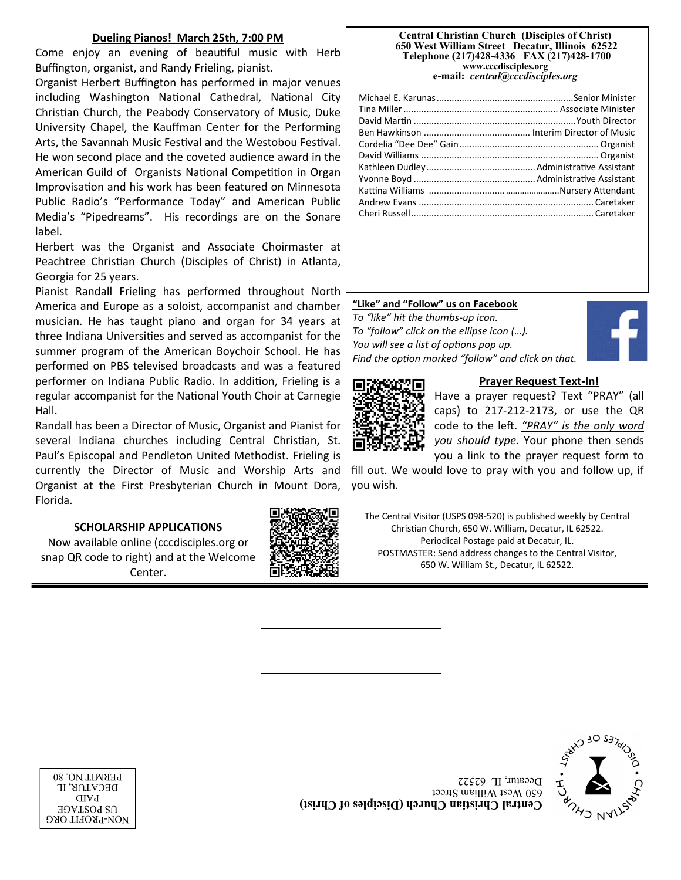## Dueling Pianos! March 25th, 7:00 PM

Come enjoy an evening of beautiful music with Herb Buffington, organist, and Randy Frieling, pianist.

Organist Herbert Buffington has performed in major venues including Washington National Cathedral, National City Christian Church, the Peabody Conservatory of Music, Duke University Chapel, the Kauffman Center for the Performing Arts, the Savannah Music Festival and the Westobou Festival. He won second place and the coveted audience award in the American Guild of Organists National Competition in Organ Improvisation and his work has been featured on Minnesota Public Radio's "Performance Today" and American Public Media's "Pipedreams". His recordings are on the Sonare label.

Herbert was the Organist and Associate Choirmaster at Peachtree Christian Church (Disciples of Christ) in Atlanta, Georgia for 25 years.

Pianist Randall Frieling has performed throughout North America and Europe as a soloist, accompanist and chamber musician. He has taught piano and organ for 34 years at three Indiana Universities and served as accompanist for the summer program of the American Boychoir School. He has performed on PBS televised broadcasts and was a featured performer on Indiana Public Radio. In addition, Frieling is a regular accompanist for the National Youth Choir at Carnegie Hall.

Randall has been a Director of Music, Organist and Pianist for several Indiana churches including Central Christian, St. Paul's Episcopal and Pendleton United Methodist. Frieling is currently the Director of Music and Worship Arts and Organist at the First Presbyterian Church in Mount Dora, Florida.

## SCHOLARSHIP APPLICATIONS

Now available online (cccdisciples.org or snap QR code to right) and at the Welcome Center.

**Central Christian Church (Disciples of Christ)**
**650 West William Street Decatur, Illinois 62522**
**Telephone (217)428-4336 FAX (217)428-1700**
**www.cccdisciples.org**
**e-mail:** ***central@cccdisciples.org***

| | |
|---|---|
| Michael E. Karunas | Senior Minister |
| Tina Miller | Associate Minister |
| David Martin | Youth Director |
| Ben Hawkinson | Interim Director of Music |
| Cordelia "Dee Dee" Gain | Organist |
| David Williams | Organist |
| Kathleen Dudley | Administrative Assistant |
| Yvonne Boyd | Administrative Assistant |
| Kattina Williams | Nursery Attendant |
| Andrew Evans | Caretaker |
| Cheri Russell | Caretaker |

## "Like" and "Follow" us on Facebook

*To "like" hit the thumbs-up icon.*
*To "follow" click on the ellipse icon (…).*
*You will see a list of options pop up.*
*Find the option marked "follow" and click on that.*

## Prayer Request Text-In!

Have a prayer request? Text "PRAY" (all caps) to 217-212-2173, or use the QR code to the left. *"PRAY" is the only word you should type.* Your phone then sends you a link to the prayer request form to fill out. We would love to pray with you and follow up, if you wish.

The Central Visitor (USPS 098-520) is published weekly by Central Christian Church, 650 W. William, Decatur, IL 62522.
Periodical Postage paid at Decatur, IL.
POSTMASTER: Send address changes to the Central Visitor, 650 W. William St., Decatur, IL 62522.

**Central Christian Church (Disciples of Christ)**
650 West William Street
Decatur, IL 62522

NON-PROFIT ORG
US POSTAGE
PAID
DECATUR, IL
PERMIT NO. 80